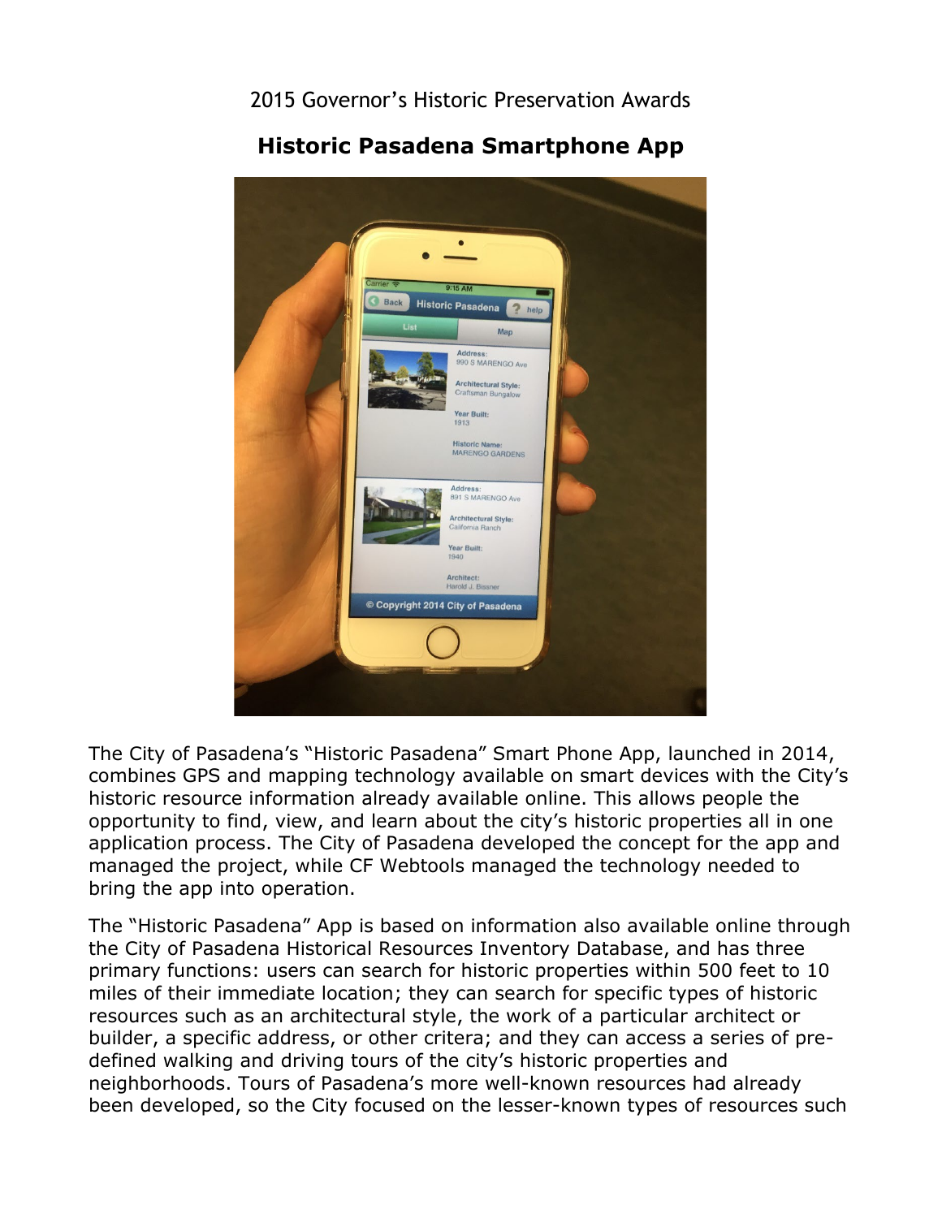2015 Governor's Historic Preservation Awards

## Historic Pasadena Smartphone App

The City of Pasadena's "Historic Pasadena" Smart Phone App, launched in 2014, combines GPS and mapping technology available on smart devices with the City's historic resource information already available online. This allows people the opportunity to find, view, and learn about the city's historic properties all in one application process. The City of Pasadena developed the concept for the app and managed the project, while CF Webtools managed the technology needed to bring the app into operation.

The "Historic Pasadena" App is based on information also available online through the City of Pasadena Historical Resources Inventory Database, and has three primary functions: users can search for historic properties within 500 feet to 10 miles of their immediate location; they can search for specific types of historic resources such as an architectural style, the work of a particular architect or builder, a specific address, or other critera; and they can access a series of pre-defined walking and driving tours of the city's historic properties and neighborhoods. Tours of Pasadena's more well-known resources had already been developed, so the City focused on the lesser-known types of resources such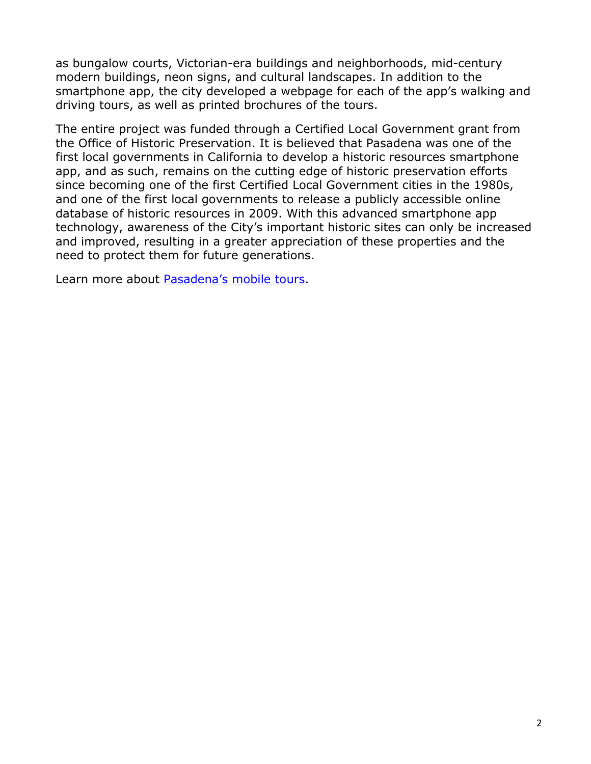as bungalow courts, Victorian-era buildings and neighborhoods, mid-century modern buildings, neon signs, and cultural landscapes. In addition to the smartphone app, the city developed a webpage for each of the app's walking and driving tours, as well as printed brochures of the tours.

The entire project was funded through a Certified Local Government grant from the Office of Historic Preservation. It is believed that Pasadena was one of the first local governments in California to develop a historic resources smartphone app, and as such, remains on the cutting edge of historic preservation efforts since becoming one of the first Certified Local Government cities in the 1980s, and one of the first local governments to release a publicly accessible online database of historic resources in 2009. With this advanced smartphone app technology, awareness of the City's important historic sites can only be increased and improved, resulting in a greater appreciation of these properties and the need to protect them for future generations.

Learn more about Pasadena's mobile tours.